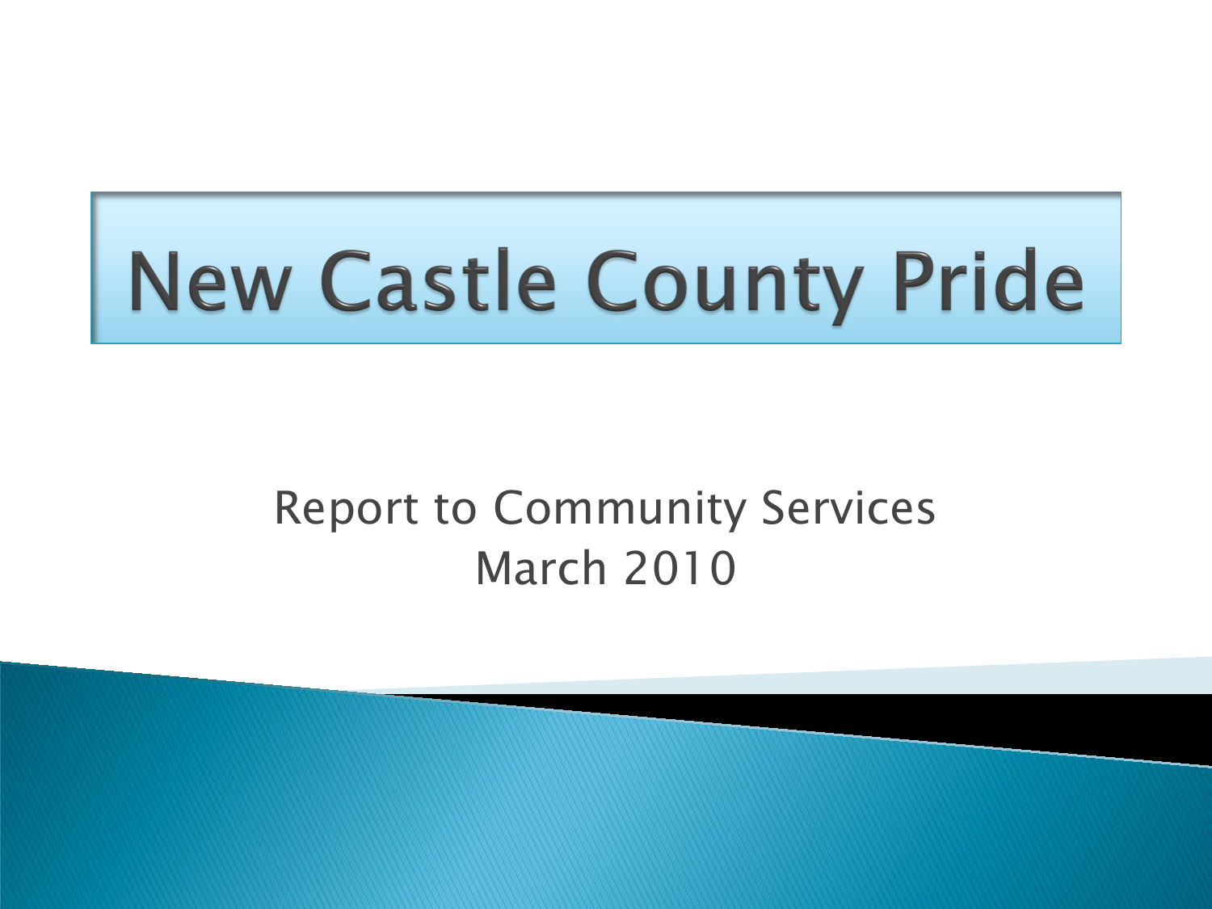# New Castle County Pride

Report to Community Services
March 2010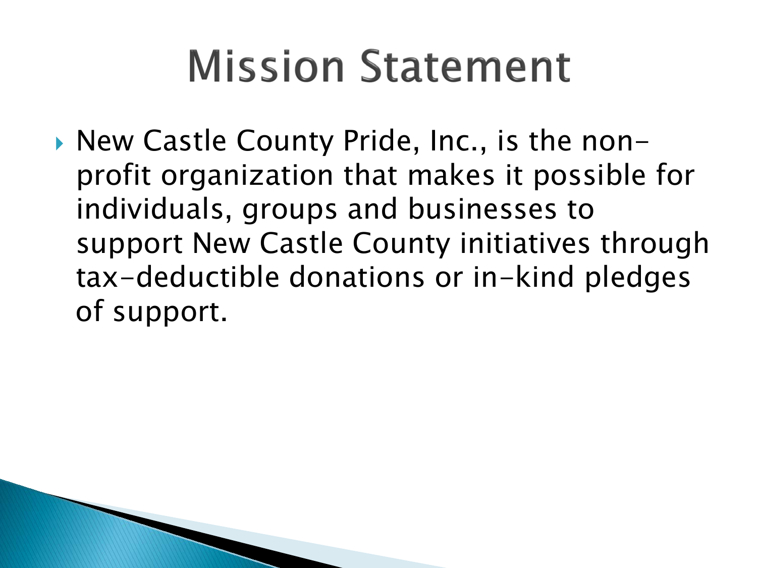# Mission Statement

- New Castle County Pride, Inc., is the non-profit organization that makes it possible for individuals, groups and businesses to support New Castle County initiatives through tax-deductible donations or in-kind pledges of support.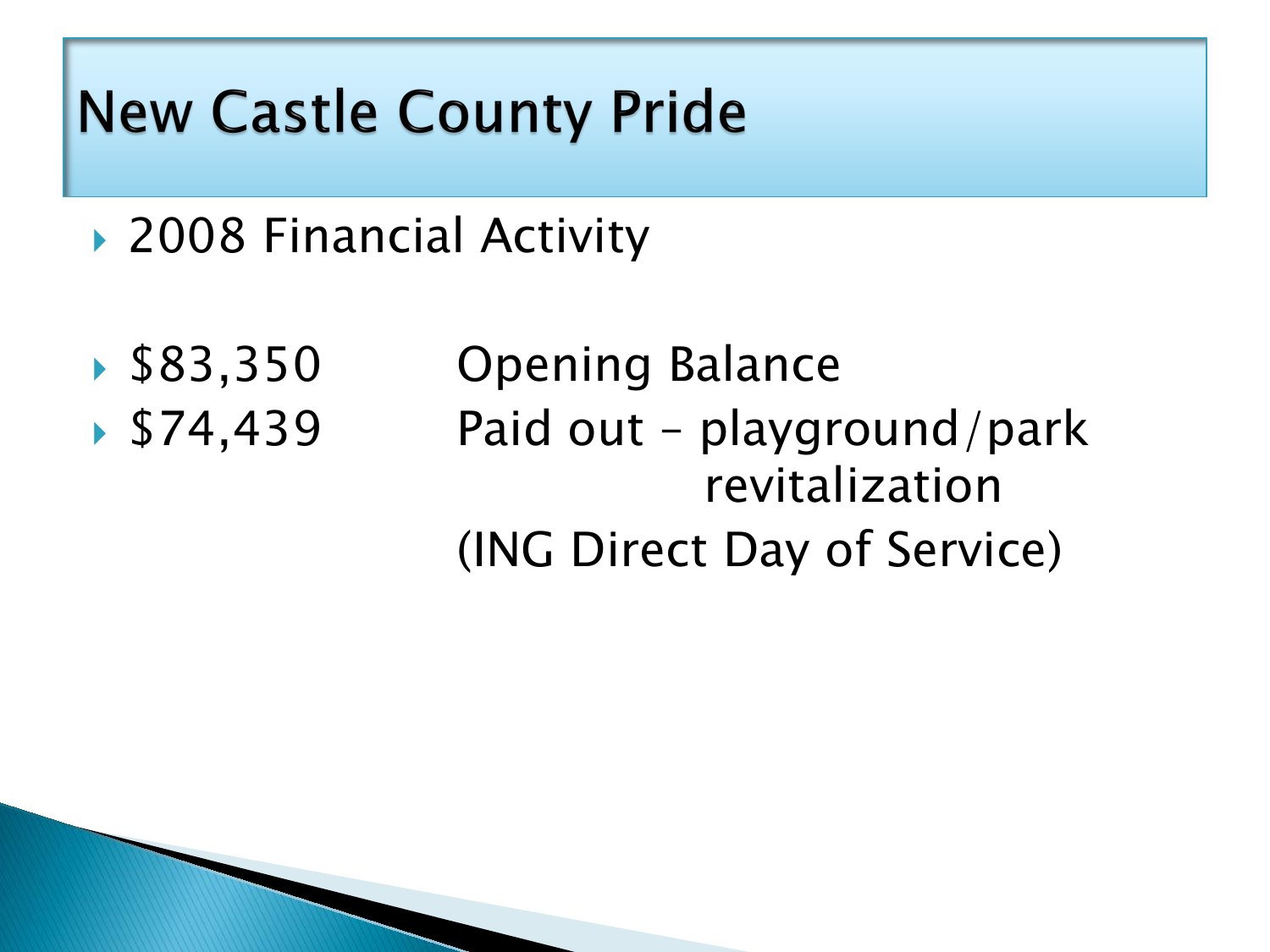# New Castle County Pride

- 2008 Financial Activity

- $83,350 Opening Balance
- $74,439 Paid out – playground/park revitalization (ING Direct Day of Service)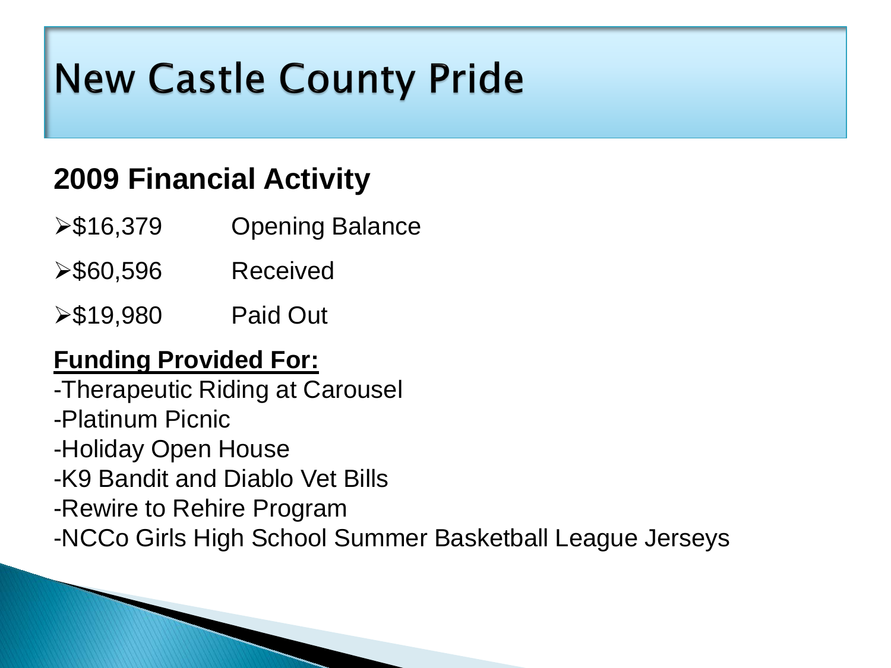# New Castle County Pride

## 2009 Financial Activity

- $16,379 Opening Balance
- $60,596 Received
- $19,980 Paid Out

**<u>Funding Provided For:</u>**

-Therapeutic Riding at Carousel
-Platinum Picnic
-Holiday Open House
-K9 Bandit and Diablo Vet Bills
-Rewire to Rehire Program
-NCCo Girls High School Summer Basketball League Jerseys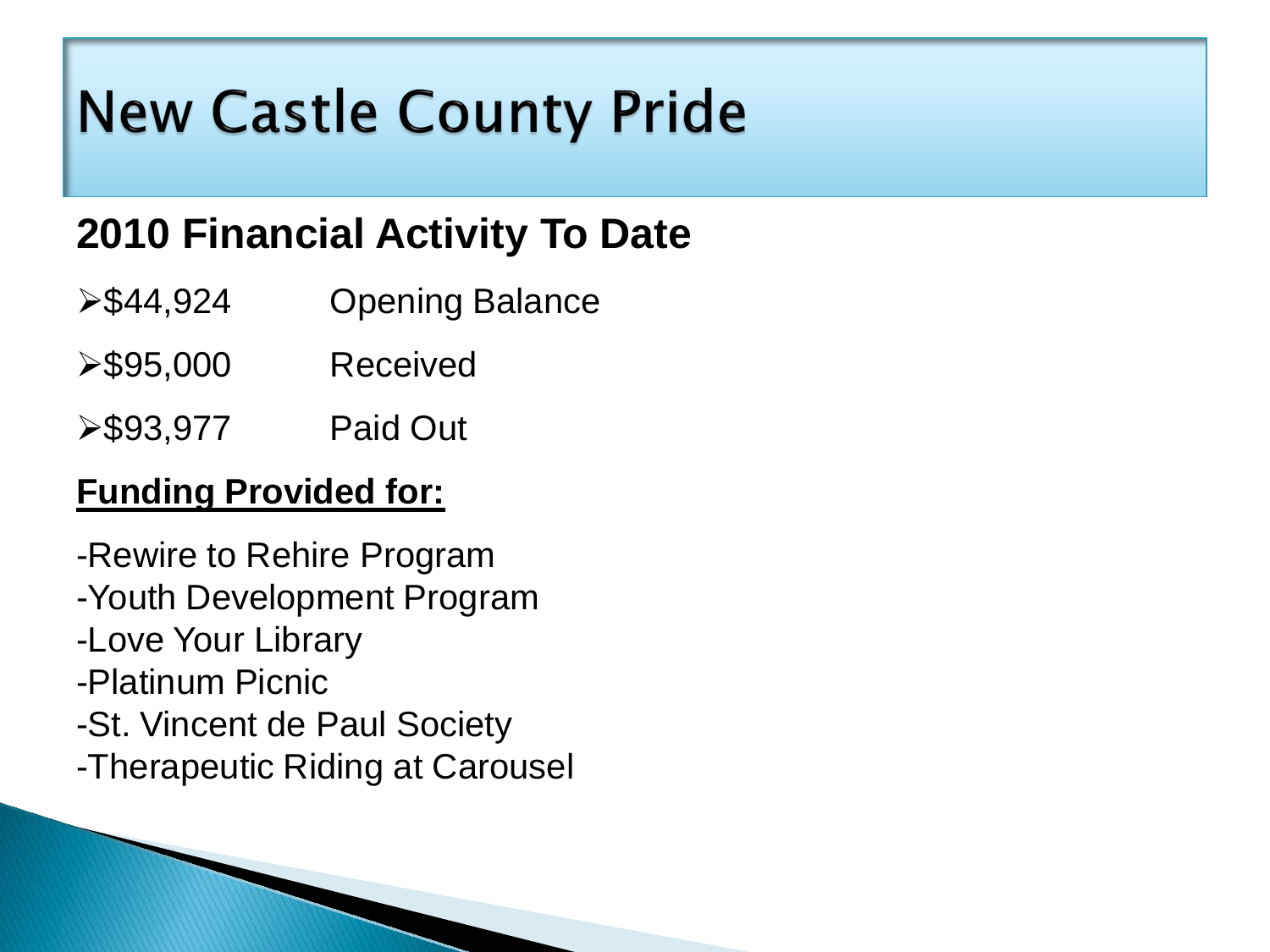# New Castle County Pride

## 2010 Financial Activity To Date

- $44,924 Opening Balance
- $95,000 Received
- $93,977 Paid Out

**Funding Provided for:**

-Rewire to Rehire Program
-Youth Development Program
-Love Your Library
-Platinum Picnic
-St. Vincent de Paul Society
-Therapeutic Riding at Carousel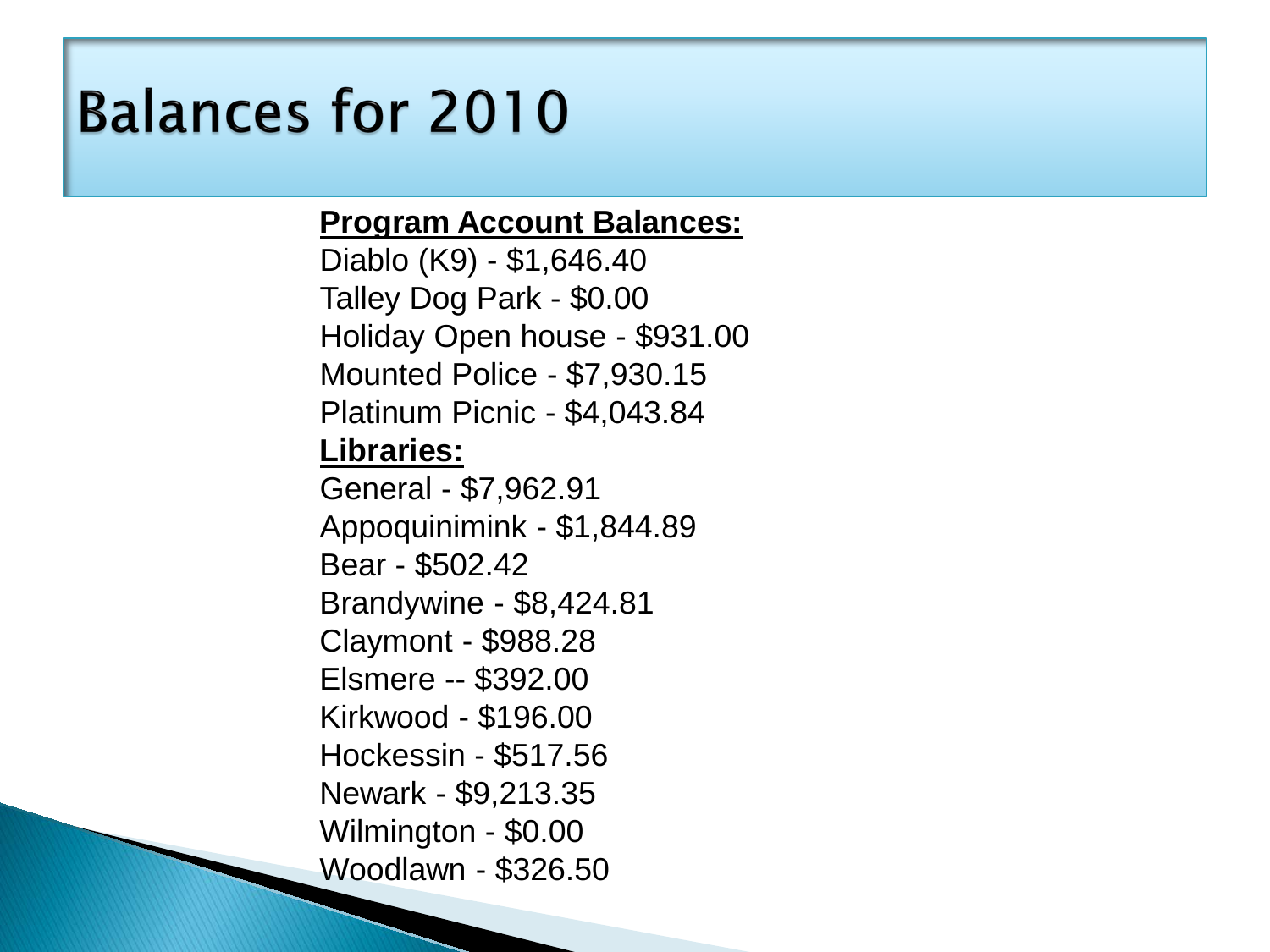# Balances for 2010

**Program Account Balances:**

Diablo (K9) - $1,646.40
Talley Dog Park - $0.00
Holiday Open house - $931.00
Mounted Police - $7,930.15
Platinum Picnic - $4,043.84

**Libraries:**

General - $7,962.91
Appoquinimink - $1,844.89
Bear - $502.42
Brandywine - $8,424.81
Claymont - $988.28
Elsmere -- $392.00
Kirkwood - $196.00
Hockessin - $517.56
Newark - $9,213.35
Wilmington - $0.00
Woodlawn - $326.50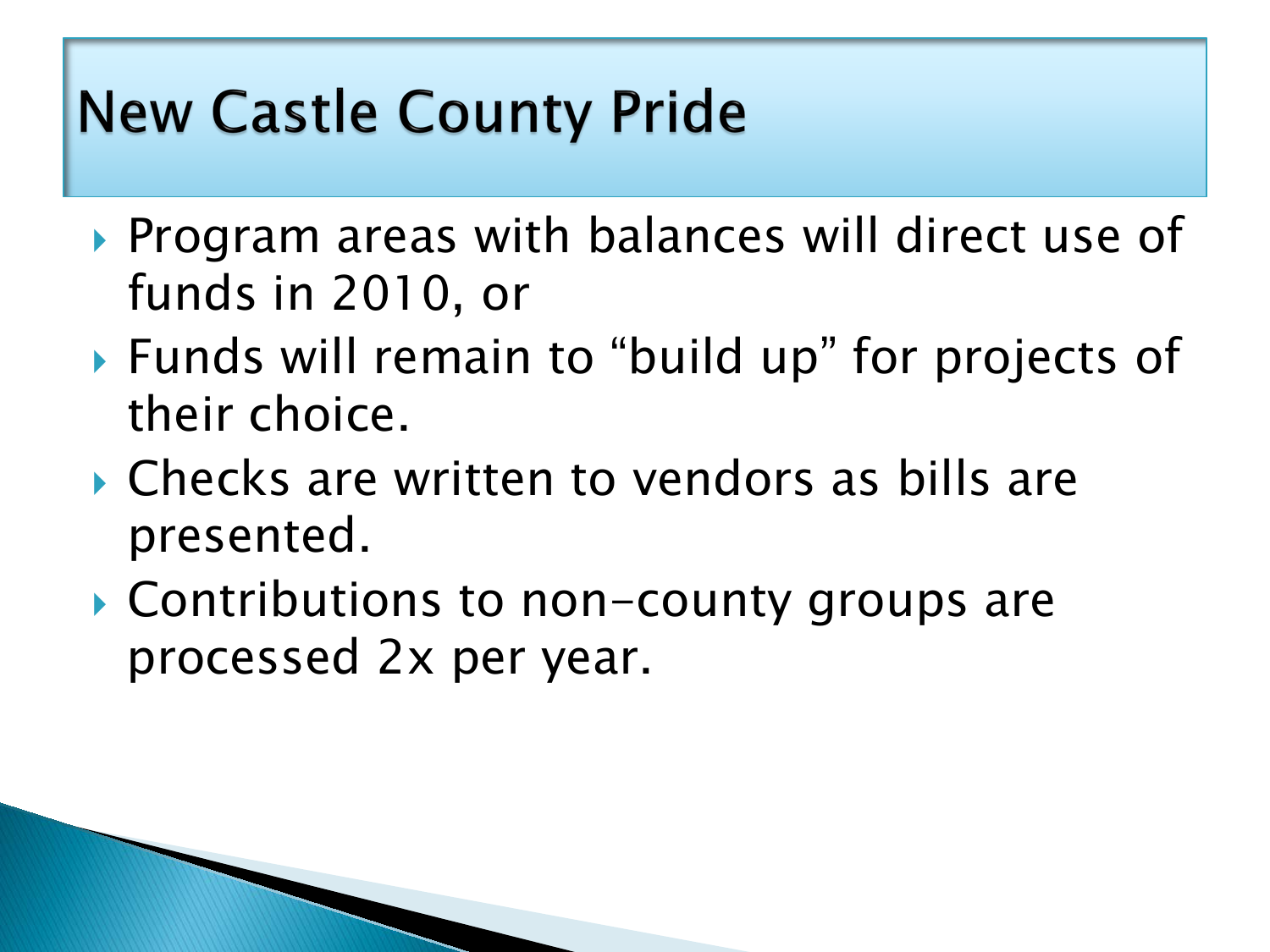# New Castle County Pride

- Program areas with balances will direct use of funds in 2010, or
- Funds will remain to "build up" for projects of their choice.
- Checks are written to vendors as bills are presented.
- Contributions to non-county groups are processed 2x per year.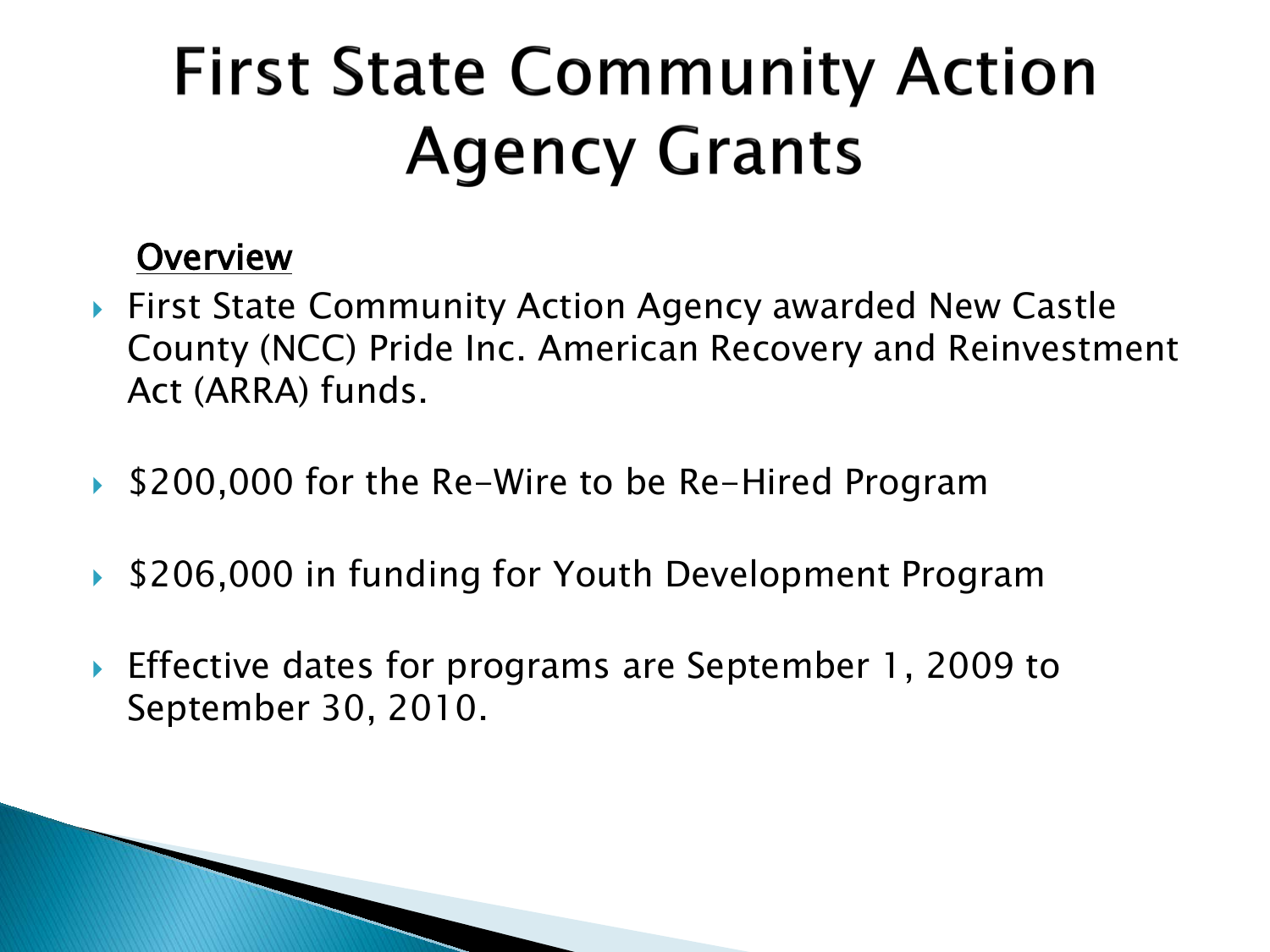# First State Community Action Agency Grants

<u>Overview</u>

- First State Community Action Agency awarded New Castle County (NCC) Pride Inc. American Recovery and Reinvestment Act (ARRA) funds.
- $200,000 for the Re-Wire to be Re-Hired Program
- $206,000 in funding for Youth Development Program
- Effective dates for programs are September 1, 2009 to September 30, 2010.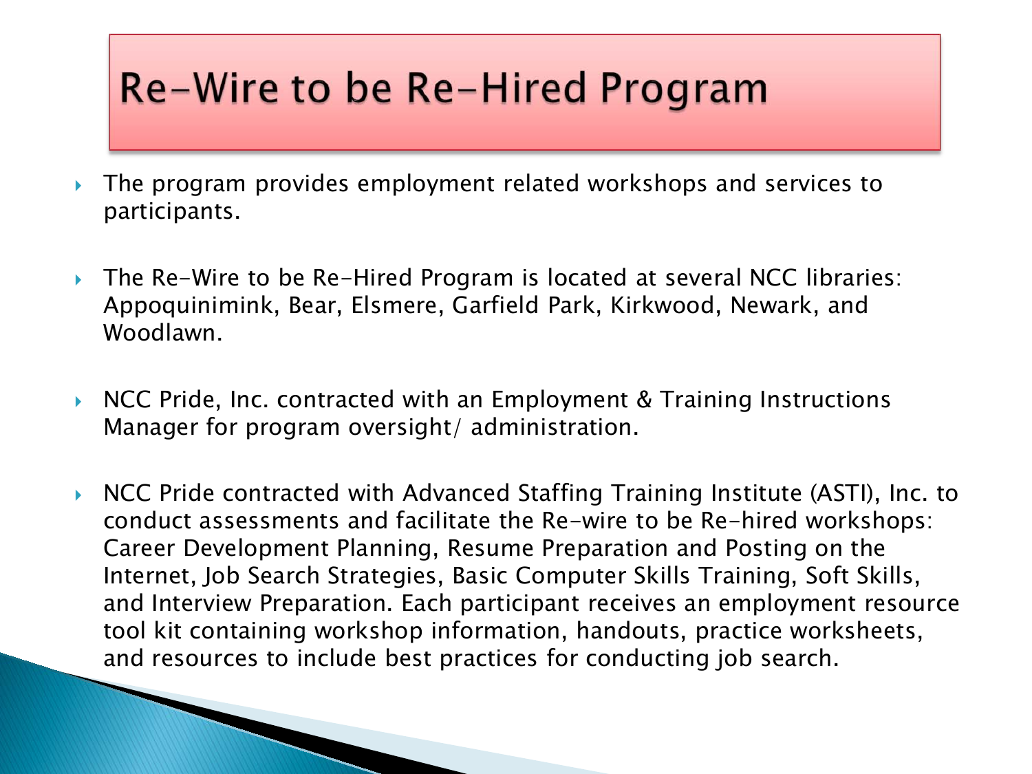# Re-Wire to be Re-Hired Program

- The program provides employment related workshops and services to participants.
- The Re-Wire to be Re-Hired Program is located at several NCC libraries: Appoquinimink, Bear, Elsmere, Garfield Park, Kirkwood, Newark, and Woodlawn.
- NCC Pride, Inc. contracted with an Employment & Training Instructions Manager for program oversight/ administration.
- NCC Pride contracted with Advanced Staffing Training Institute (ASTI), Inc. to conduct assessments and facilitate the Re-wire to be Re-hired workshops: Career Development Planning, Resume Preparation and Posting on the Internet, Job Search Strategies, Basic Computer Skills Training, Soft Skills, and Interview Preparation. Each participant receives an employment resource tool kit containing workshop information, handouts, practice worksheets, and resources to include best practices for conducting job search.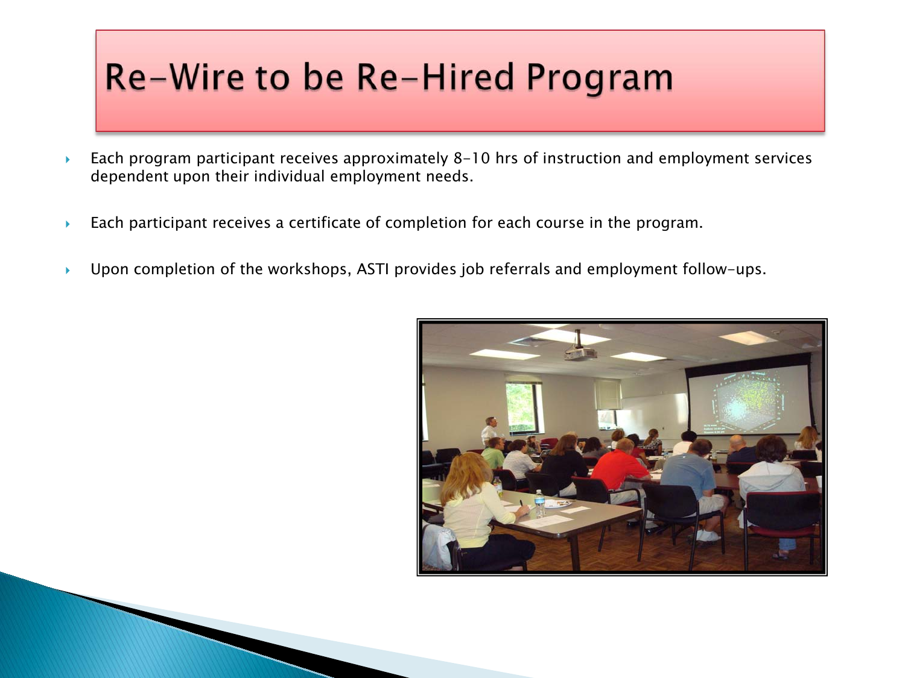# Re-Wire to be Re-Hired Program

- Each program participant receives approximately 8-10 hrs of instruction and employment services dependent upon their individual employment needs.
- Each participant receives a certificate of completion for each course in the program.
- Upon completion of the workshops, ASTI provides job referrals and employment follow-ups.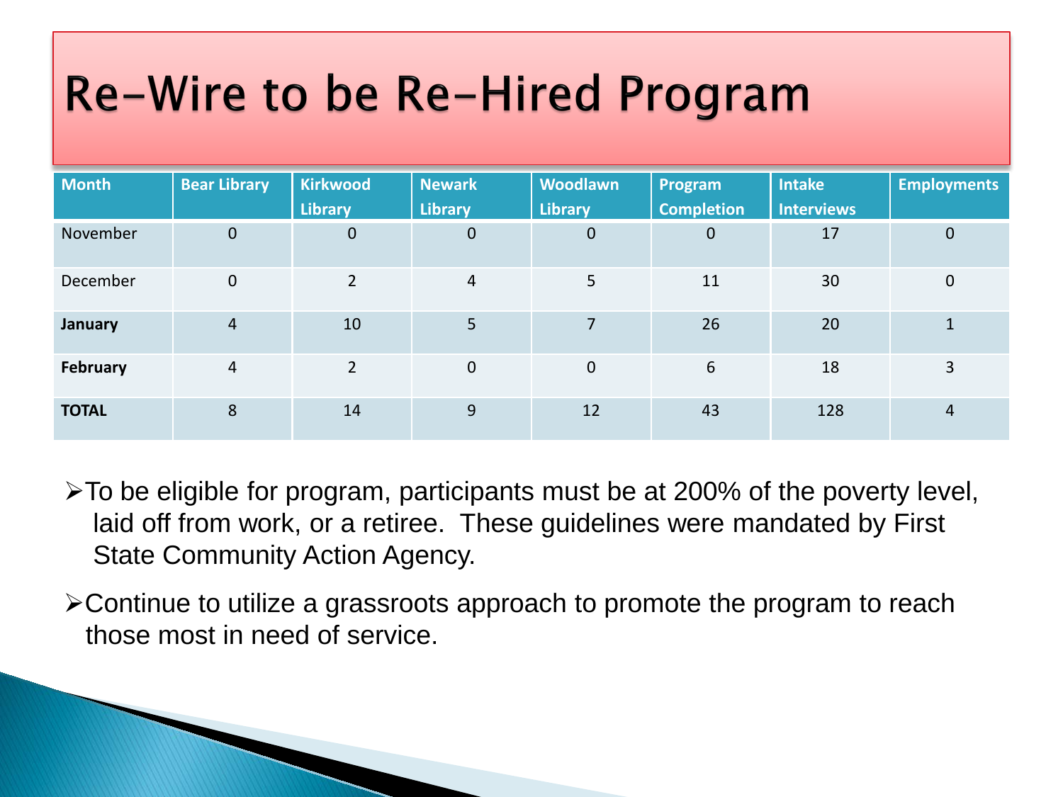# Re-Wire to be Re-Hired Program

| Month | Bear Library | Kirkwood Library | Newark Library | Woodlawn Library | Program Completion | Intake Interviews | Employments |
|---|---|---|---|---|---|---|---|
| November | 0 | 0 | 0 | 0 | 0 | 17 | 0 |
| December | 0 | 2 | 4 | 5 | 11 | 30 | 0 |
| **January** | 4 | 10 | 5 | 7 | 26 | 20 | 1 |
| **February** | 4 | 2 | 0 | 0 | 6 | 18 | 3 |
| **TOTAL** | 8 | 14 | 9 | 12 | 43 | 128 | 4 |

- To be eligible for program, participants must be at 200% of the poverty level, laid off from work, or a retiree. These guidelines were mandated by First State Community Action Agency.
- Continue to utilize a grassroots approach to promote the program to reach those most in need of service.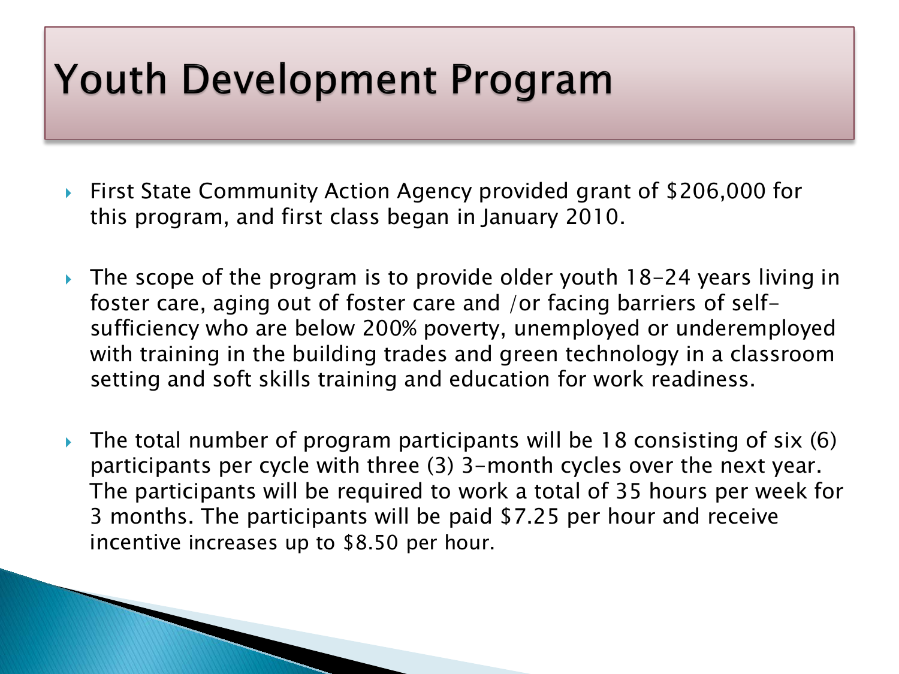# Youth Development Program

- First State Community Action Agency provided grant of $206,000 for this program, and first class began in January 2010.

- The scope of the program is to provide older youth 18-24 years living in foster care, aging out of foster care and /or facing barriers of self-sufficiency who are below 200% poverty, unemployed or underemployed with training in the building trades and green technology in a classroom setting and soft skills training and education for work readiness.

- The total number of program participants will be 18 consisting of six (6) participants per cycle with three (3) 3-month cycles over the next year. The participants will be required to work a total of 35 hours per week for 3 months. The participants will be paid $7.25 per hour and receive incentive increases up to $8.50 per hour.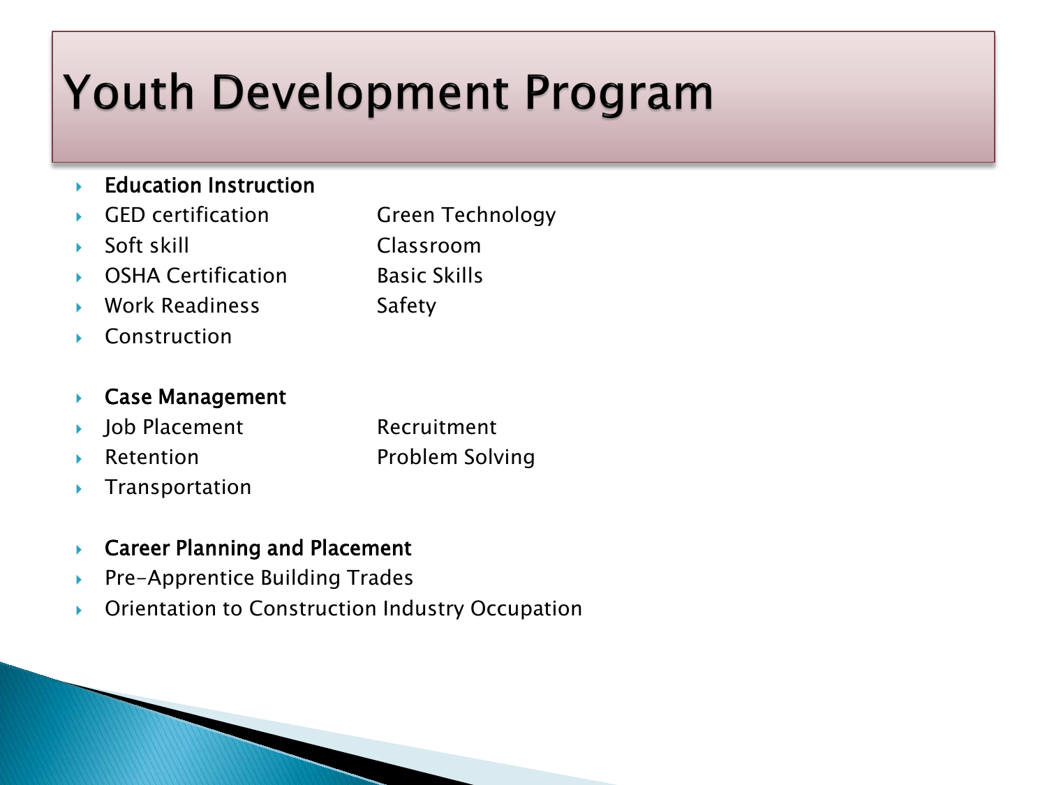# Youth Development Program

- **Education Instruction**
- GED certification
- Green Technology
- Soft skill
- Classroom
- OSHA Certification
- Basic Skills
- Work Readiness
- Safety
- Construction

- **Case Management**
- Job Placement
- Recruitment
- Retention
- Problem Solving
- Transportation

- **Career Planning and Placement**
- Pre-Apprentice Building Trades
- Orientation to Construction Industry Occupation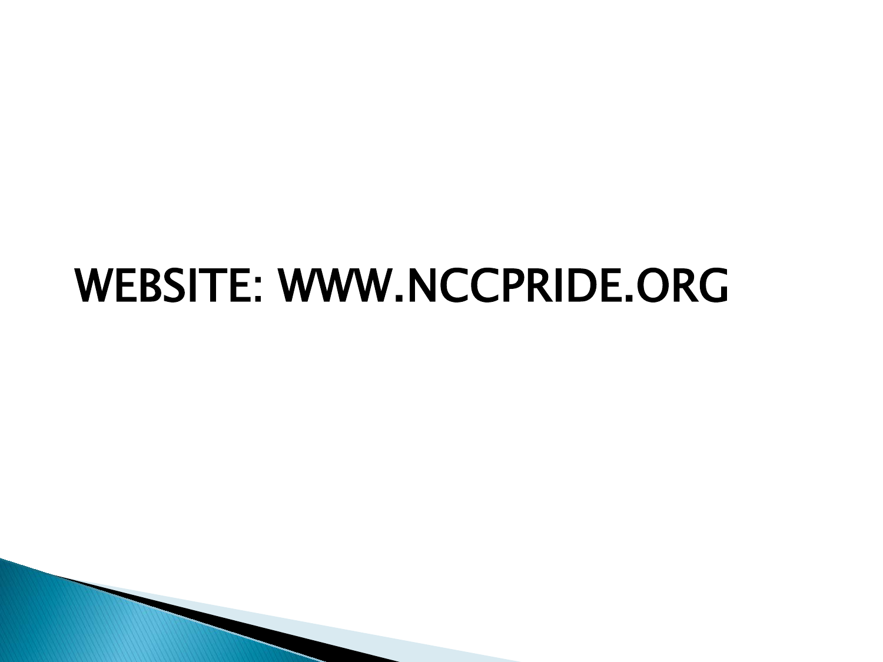WEBSITE: WWW.NCCPRIDE.ORG